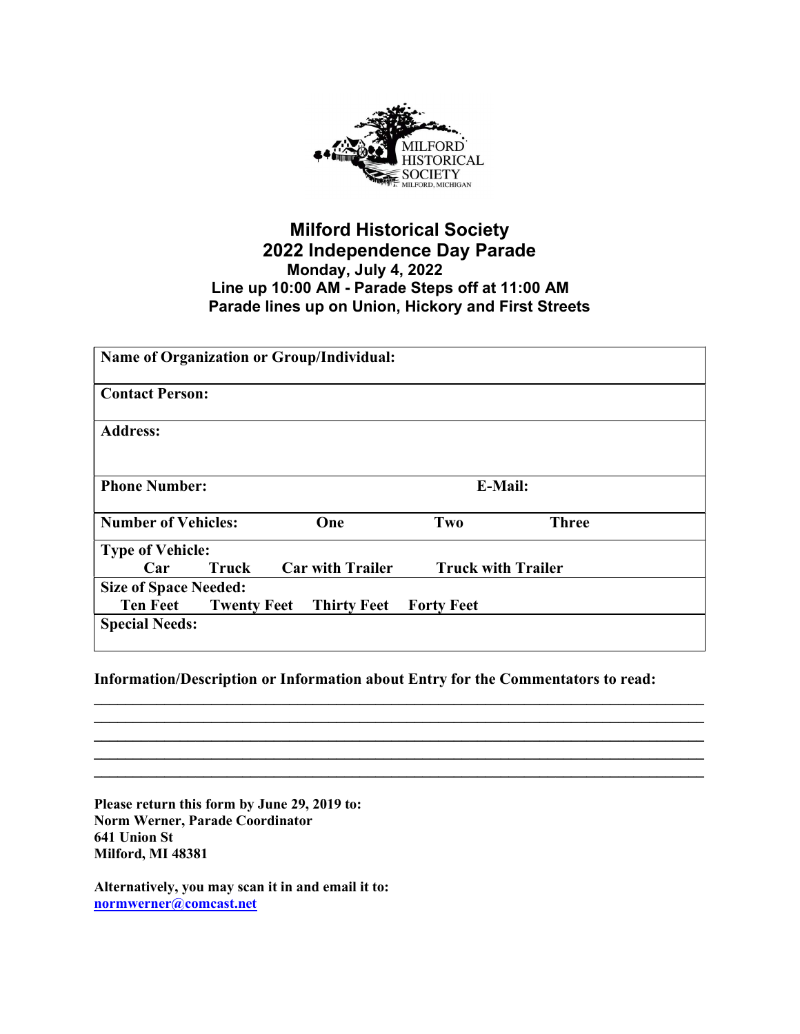MILFORD HISTORICAL SOCIETY
MILFORD, MICHIGAN

# Milford Historical Society
## 2022 Independence Day Parade
**Monday, July 4, 2022**
**Line up 10:00 AM - Parade Steps off at 11:00 AM**
**Parade lines up on Union, Hickory and First Streets**

| **Name of Organization or Group/Individual:** | | | |
|---|---|---|---|
| **Contact Person:** | | | |
| **Address:** | | | |
| **Phone Number:** | | **E-Mail:** | |
| **Number of Vehicles:** | **One** | **Two** | **Three** |
| **Type of Vehicle:** **Car** **Truck** | **Car with Trailer** | **Truck with Trailer** | |
| **Size of Space Needed:** **Ten Feet** **Twenty Feet** | **Thirty Feet** | **Forty Feet** | |
| **Special Needs:** | | | |

**Information/Description or Information about Entry for the Commentators to read:**

\_\_\_\_\_\_\_\_\_\_\_\_\_\_\_\_\_\_\_\_\_\_\_\_\_\_\_\_\_\_\_\_\_\_\_\_\_\_\_\_\_\_\_\_\_\_\_\_\_\_\_\_\_\_\_\_\_\_\_\_\_\_\_\_\_\_\_\_\_\_\_\_\_\_
\_\_\_\_\_\_\_\_\_\_\_\_\_\_\_\_\_\_\_\_\_\_\_\_\_\_\_\_\_\_\_\_\_\_\_\_\_\_\_\_\_\_\_\_\_\_\_\_\_\_\_\_\_\_\_\_\_\_\_\_\_\_\_\_\_\_\_\_\_\_\_\_\_\_
\_\_\_\_\_\_\_\_\_\_\_\_\_\_\_\_\_\_\_\_\_\_\_\_\_\_\_\_\_\_\_\_\_\_\_\_\_\_\_\_\_\_\_\_\_\_\_\_\_\_\_\_\_\_\_\_\_\_\_\_\_\_\_\_\_\_\_\_\_\_\_\_\_\_
\_\_\_\_\_\_\_\_\_\_\_\_\_\_\_\_\_\_\_\_\_\_\_\_\_\_\_\_\_\_\_\_\_\_\_\_\_\_\_\_\_\_\_\_\_\_\_\_\_\_\_\_\_\_\_\_\_\_\_\_\_\_\_\_\_\_\_\_\_\_\_\_\_\_
\_\_\_\_\_\_\_\_\_\_\_\_\_\_\_\_\_\_\_\_\_\_\_\_\_\_\_\_\_\_\_\_\_\_\_\_\_\_\_\_\_\_\_\_\_\_\_\_\_\_\_\_\_\_\_\_\_\_\_\_\_\_\_\_\_\_\_\_\_\_\_\_\_\_

**Please return this form by June 29, 2019 to:**
**Norm Werner, Parade Coordinator**
**641 Union St**
**Milford, MI 48381**

**Alternatively, you may scan it in and email it to:**
**normwerner@comcast.net**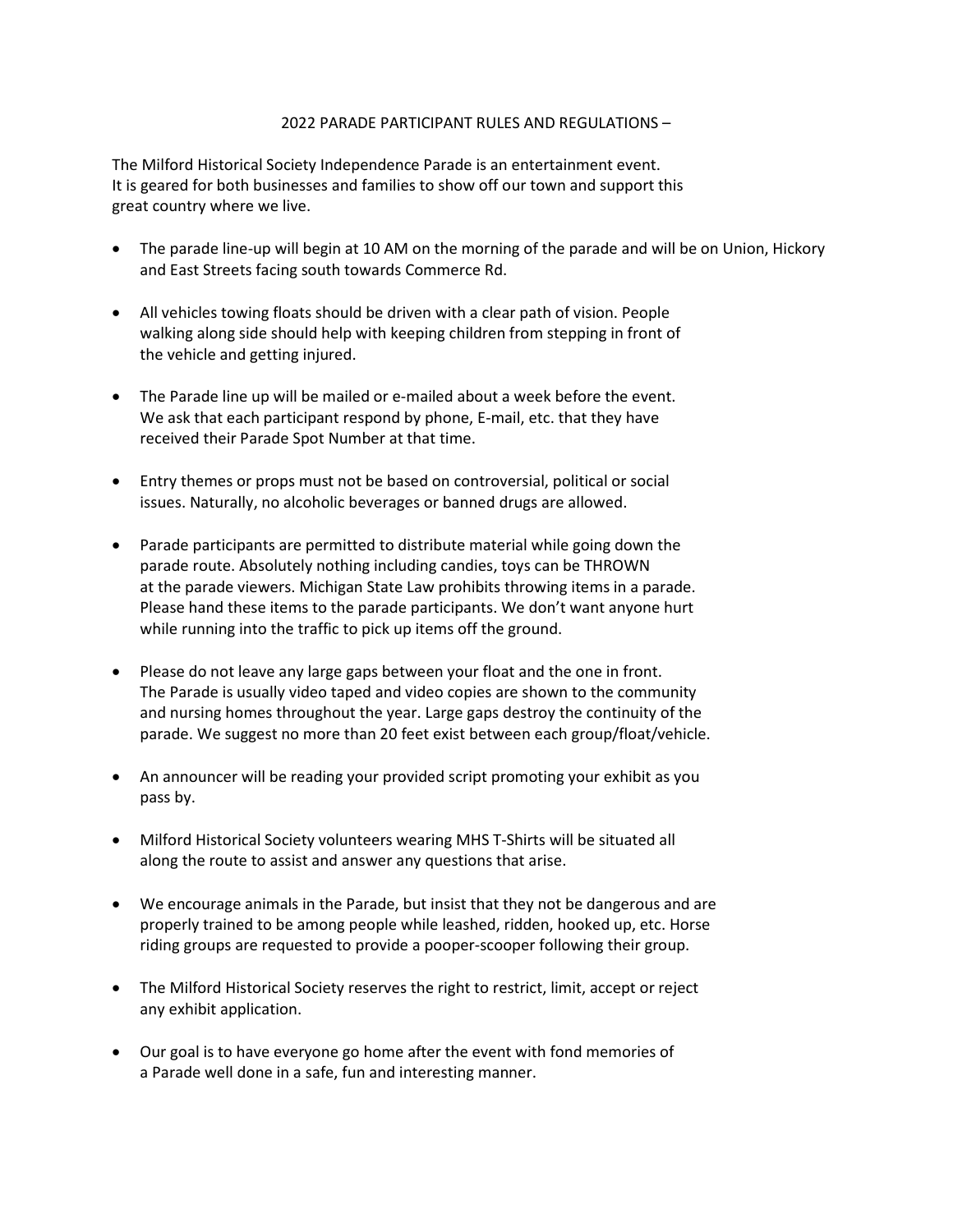## 2022 PARADE PARTICIPANT RULES AND REGULATIONS –

The Milford Historical Society Independence Parade is an entertainment event. It is geared for both businesses and families to show off our town and support this great country where we live.

- The parade line-up will begin at 10 AM on the morning of the parade and will be on Union, Hickory and East Streets facing south towards Commerce Rd.
- All vehicles towing floats should be driven with a clear path of vision. People walking along side should help with keeping children from stepping in front of the vehicle and getting injured.
- The Parade line up will be mailed or e-mailed about a week before the event. We ask that each participant respond by phone, E-mail, etc. that they have received their Parade Spot Number at that time.
- Entry themes or props must not be based on controversial, political or social issues. Naturally, no alcoholic beverages or banned drugs are allowed.
- Parade participants are permitted to distribute material while going down the parade route. Absolutely nothing including candies, toys can be THROWN at the parade viewers. Michigan State Law prohibits throwing items in a parade. Please hand these items to the parade participants. We don't want anyone hurt while running into the traffic to pick up items off the ground.
- Please do not leave any large gaps between your float and the one in front. The Parade is usually video taped and video copies are shown to the community and nursing homes throughout the year. Large gaps destroy the continuity of the parade. We suggest no more than 20 feet exist between each group/float/vehicle.
- An announcer will be reading your provided script promoting your exhibit as you pass by.
- Milford Historical Society volunteers wearing MHS T-Shirts will be situated all along the route to assist and answer any questions that arise.
- We encourage animals in the Parade, but insist that they not be dangerous and are properly trained to be among people while leashed, ridden, hooked up, etc. Horse riding groups are requested to provide a pooper-scooper following their group.
- The Milford Historical Society reserves the right to restrict, limit, accept or reject any exhibit application.
- Our goal is to have everyone go home after the event with fond memories of a Parade well done in a safe, fun and interesting manner.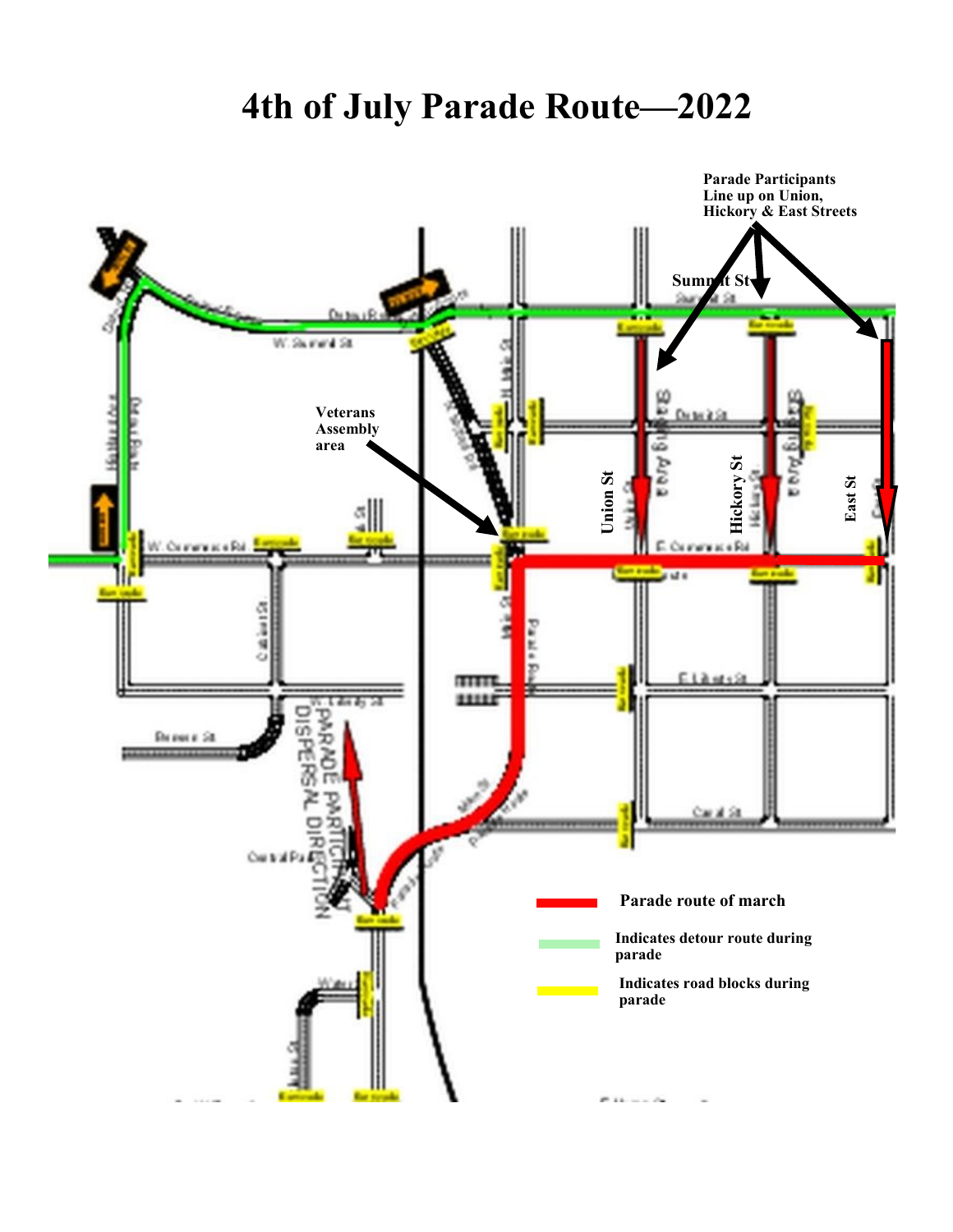# 4th of July Parade Route—2022

Parade Participants Line up on Union, Hickory & East Streets

Summit St

Veterans Assembly area

Union St

Hickory St

East St

PARADE PARTICIPANT DISPERSAL DIRECTION

Parade route of march

Indicates detour route during parade

Indicates road blocks during parade